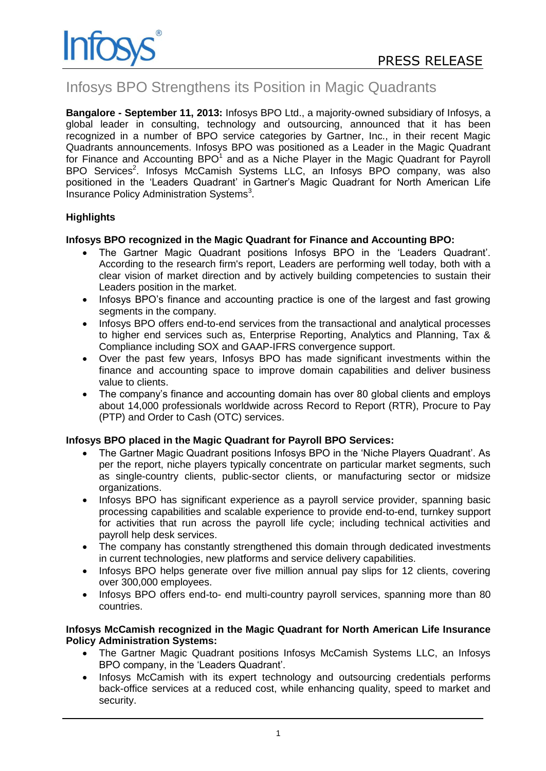PRESS RELEASE

# Infosys BPO Strengthens its Position in Magic Quadrants

**Bangalore - September 11, 2013:** Infosys BPO Ltd., a majority-owned subsidiary of Infosys, a global leader in consulting, technology and outsourcing, announced that it has been recognized in a number of BPO service categories by Gartner, Inc., in their recent Magic Quadrants announcements. Infosys BPO was positioned as a Leader in the Magic Quadrant for Finance and Accounting BPO[1] and as a Niche Player in the Magic Quadrant for Payroll BPO Services[2]. Infosys McCamish Systems LLC, an Infosys BPO company, was also positioned in the 'Leaders Quadrant' in Gartner's Magic Quadrant for North American Life Insurance Policy Administration Systems[3].

**Highlights**

**Infosys BPO recognized in the Magic Quadrant for Finance and Accounting BPO:**

- The Gartner Magic Quadrant positions Infosys BPO in the 'Leaders Quadrant'. According to the research firm's report, Leaders are performing well today, both with a clear vision of market direction and by actively building competencies to sustain their Leaders position in the market.
- Infosys BPO's finance and accounting practice is one of the largest and fast growing segments in the company.
- Infosys BPO offers end-to-end services from the transactional and analytical processes to higher end services such as, Enterprise Reporting, Analytics and Planning, Tax & Compliance including SOX and GAAP-IFRS convergence support.
- Over the past few years, Infosys BPO has made significant investments within the finance and accounting space to improve domain capabilities and deliver business value to clients.
- The company's finance and accounting domain has over 80 global clients and employs about 14,000 professionals worldwide across Record to Report (RTR), Procure to Pay (PTP) and Order to Cash (OTC) services.

**Infosys BPO placed in the Magic Quadrant for Payroll BPO Services:**

- The Gartner Magic Quadrant positions Infosys BPO in the 'Niche Players Quadrant'. As per the report, niche players typically concentrate on particular market segments, such as single-country clients, public-sector clients, or manufacturing sector or midsize organizations.
- Infosys BPO has significant experience as a payroll service provider, spanning basic processing capabilities and scalable experience to provide end-to-end, turnkey support for activities that run across the payroll life cycle; including technical activities and payroll help desk services.
- The company has constantly strengthened this domain through dedicated investments in current technologies, new platforms and service delivery capabilities.
- Infosys BPO helps generate over five million annual pay slips for 12 clients, covering over 300,000 employees.
- Infosys BPO offers end-to- end multi-country payroll services, spanning more than 80 countries.

**Infosys McCamish recognized in the Magic Quadrant for North American Life Insurance Policy Administration Systems:**

- The Gartner Magic Quadrant positions Infosys McCamish Systems LLC, an Infosys BPO company, in the 'Leaders Quadrant'.
- Infosys McCamish with its expert technology and outsourcing credentials performs back-office services at a reduced cost, while enhancing quality, speed to market and security.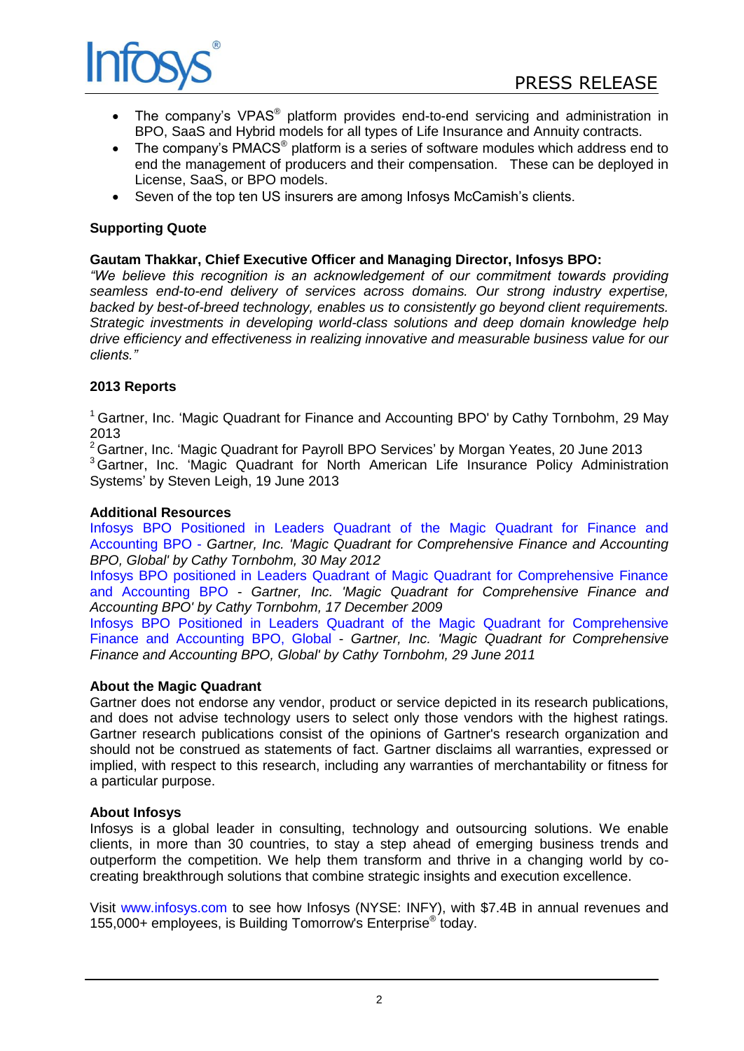- The company's VPAS® platform provides end-to-end servicing and administration in BPO, SaaS and Hybrid models for all types of Life Insurance and Annuity contracts.
- The company's PMACS® platform is a series of software modules which address end to end the management of producers and their compensation. These can be deployed in License, SaaS, or BPO models.
- Seven of the top ten US insurers are among Infosys McCamish's clients.

**Supporting Quote**

**Gautam Thakkar, Chief Executive Officer and Managing Director, Infosys BPO:**
*"We believe this recognition is an acknowledgement of our commitment towards providing seamless end-to-end delivery of services across domains. Our strong industry expertise, backed by best-of-breed technology, enables us to consistently go beyond client requirements. Strategic investments in developing world-class solutions and deep domain knowledge help drive efficiency and effectiveness in realizing innovative and measurable business value for our clients."*

**2013 Reports**

[1] Gartner, Inc. 'Magic Quadrant for Finance and Accounting BPO' by Cathy Tornbohm, 29 May 2013
[2] Gartner, Inc. 'Magic Quadrant for Payroll BPO Services' by Morgan Yeates, 20 June 2013
[3] Gartner, Inc. 'Magic Quadrant for North American Life Insurance Policy Administration Systems' by Steven Leigh, 19 June 2013

**Additional Resources**
Infosys BPO Positioned in Leaders Quadrant of the Magic Quadrant for Finance and Accounting BPO - *Gartner, Inc. 'Magic Quadrant for Comprehensive Finance and Accounting BPO, Global' by Cathy Tornbohm, 30 May 2012*
Infosys BPO positioned in Leaders Quadrant of Magic Quadrant for Comprehensive Finance and Accounting BPO - *Gartner, Inc. 'Magic Quadrant for Comprehensive Finance and Accounting BPO' by Cathy Tornbohm, 17 December 2009*
Infosys BPO Positioned in Leaders Quadrant of the Magic Quadrant for Comprehensive Finance and Accounting BPO, Global - *Gartner, Inc. 'Magic Quadrant for Comprehensive Finance and Accounting BPO, Global' by Cathy Tornbohm, 29 June 2011*

**About the Magic Quadrant**
Gartner does not endorse any vendor, product or service depicted in its research publications, and does not advise technology users to select only those vendors with the highest ratings. Gartner research publications consist of the opinions of Gartner's research organization and should not be construed as statements of fact. Gartner disclaims all warranties, expressed or implied, with respect to this research, including any warranties of merchantability or fitness for a particular purpose.

**About Infosys**
Infosys is a global leader in consulting, technology and outsourcing solutions. We enable clients, in more than 30 countries, to stay a step ahead of emerging business trends and outperform the competition. We help them transform and thrive in a changing world by co-creating breakthrough solutions that combine strategic insights and execution excellence.

Visit www.infosys.com to see how Infosys (NYSE: INFY), with $7.4B in annual revenues and 155,000+ employees, is Building Tomorrow's Enterprise® today.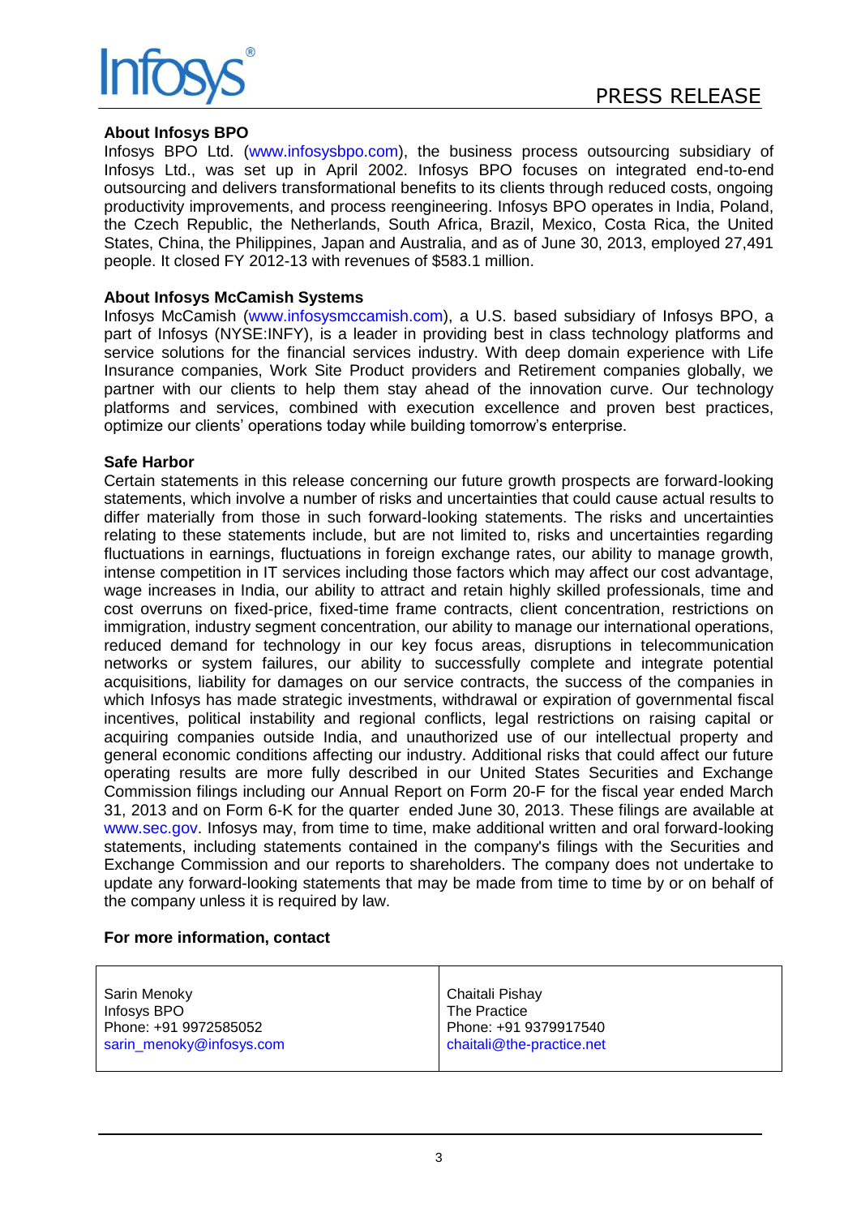### About Infosys BPO

Infosys BPO Ltd. (www.infosysbpo.com), the business process outsourcing subsidiary of Infosys Ltd., was set up in April 2002. Infosys BPO focuses on integrated end-to-end outsourcing and delivers transformational benefits to its clients through reduced costs, ongoing productivity improvements, and process reengineering. Infosys BPO operates in India, Poland, the Czech Republic, the Netherlands, South Africa, Brazil, Mexico, Costa Rica, the United States, China, the Philippines, Japan and Australia, and as of June 30, 2013, employed 27,491 people. It closed FY 2012-13 with revenues of $583.1 million.

### About Infosys McCamish Systems

Infosys McCamish (www.infosysmccamish.com), a U.S. based subsidiary of Infosys BPO, a part of Infosys (NYSE:INFY), is a leader in providing best in class technology platforms and service solutions for the financial services industry. With deep domain experience with Life Insurance companies, Work Site Product providers and Retirement companies globally, we partner with our clients to help them stay ahead of the innovation curve. Our technology platforms and services, combined with execution excellence and proven best practices, optimize our clients' operations today while building tomorrow's enterprise.

### Safe Harbor

Certain statements in this release concerning our future growth prospects are forward-looking statements, which involve a number of risks and uncertainties that could cause actual results to differ materially from those in such forward-looking statements. The risks and uncertainties relating to these statements include, but are not limited to, risks and uncertainties regarding fluctuations in earnings, fluctuations in foreign exchange rates, our ability to manage growth, intense competition in IT services including those factors which may affect our cost advantage, wage increases in India, our ability to attract and retain highly skilled professionals, time and cost overruns on fixed-price, fixed-time frame contracts, client concentration, restrictions on immigration, industry segment concentration, our ability to manage our international operations, reduced demand for technology in our key focus areas, disruptions in telecommunication networks or system failures, our ability to successfully complete and integrate potential acquisitions, liability for damages on our service contracts, the success of the companies in which Infosys has made strategic investments, withdrawal or expiration of governmental fiscal incentives, political instability and regional conflicts, legal restrictions on raising capital or acquiring companies outside India, and unauthorized use of our intellectual property and general economic conditions affecting our industry. Additional risks that could affect our future operating results are more fully described in our United States Securities and Exchange Commission filings including our Annual Report on Form 20-F for the fiscal year ended March 31, 2013 and on Form 6-K for the quarter ended June 30, 2013. These filings are available at www.sec.gov. Infosys may, from time to time, make additional written and oral forward-looking statements, including statements contained in the company's filings with the Securities and Exchange Commission and our reports to shareholders. The company does not undertake to update any forward-looking statements that may be made from time to time by or on behalf of the company unless it is required by law.

### For more information, contact

| | |
|---|---|
| Sarin Menoky<br>Infosys BPO<br>Phone: +91 9972585052<br>sarin_menoky@infosys.com | Chaitali Pishay<br>The Practice<br>Phone: +91 9379917540<br>chaitali@the-practice.net |